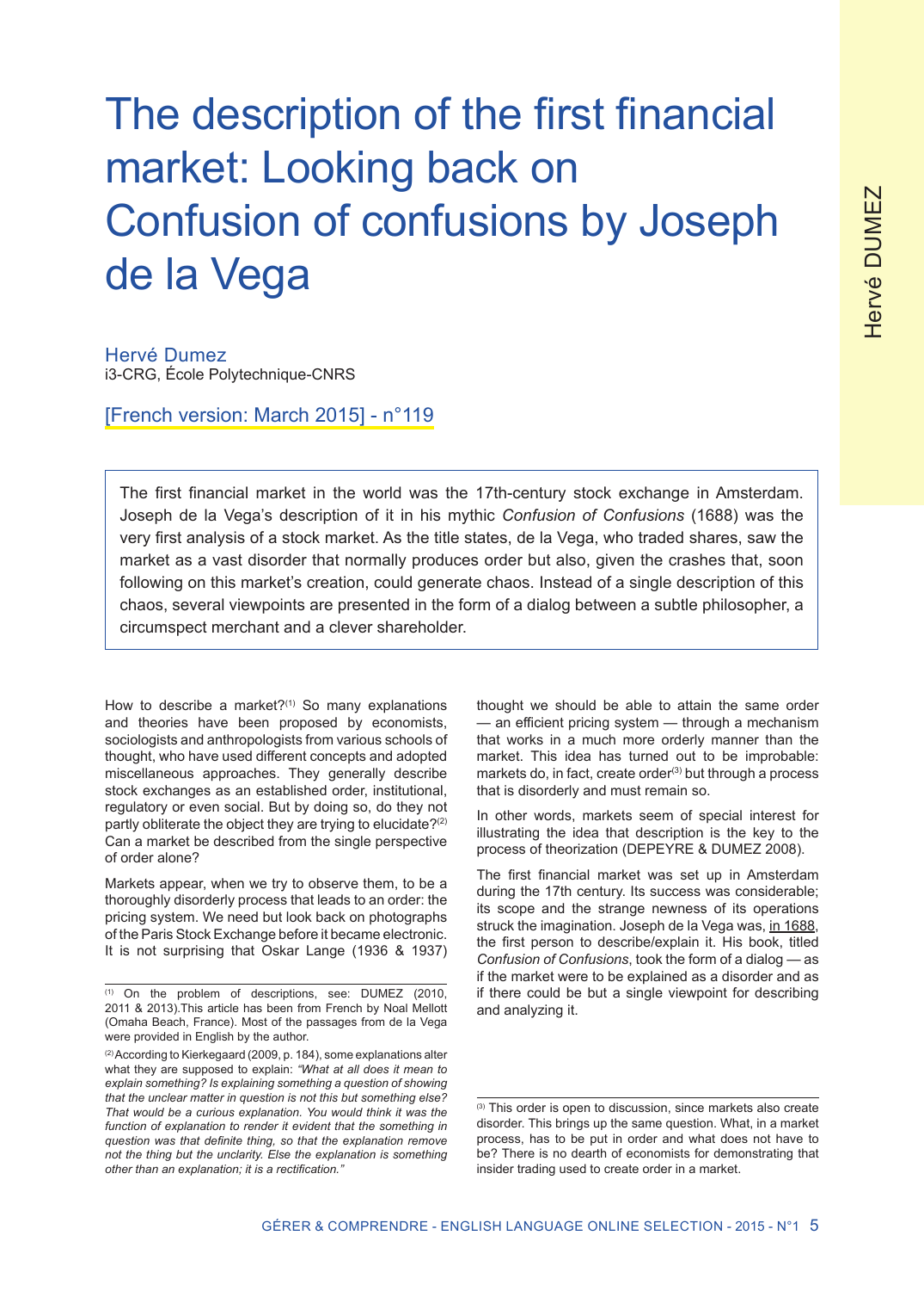# The description of the first financial market: Looking back on Confusion of confusions by Joseph de la Vega

**Hervé Dumez**
i3-CRG, École Polytechnique-CNRS

[French version: March 2015] - n°119

> The first financial market in the world was the 17th-century stock exchange in Amsterdam. Joseph de la Vega's description of it in his mythic *Confusion of Confusions* (1688) was the very first analysis of a stock market. As the title states, de la Vega, who traded shares, saw the market as a vast disorder that normally produces order but also, given the crashes that, soon following on this market's creation, could generate chaos. Instead of a single description of this chaos, several viewpoints are presented in the form of a dialog between a subtle philosopher, a circumspect merchant and a clever shareholder.

How to describe a market?[1] So many explanations and theories have been proposed by economists, sociologists and anthropologists from various schools of thought, who have used different concepts and adopted miscellaneous approaches. They generally describe stock exchanges as an established order, institutional, regulatory or even social. But by doing so, do they not partly obliterate the object they are trying to elucidate?[2] Can a market be described from the single perspective of order alone?

Markets appear, when we try to observe them, to be a thoroughly disorderly process that leads to an order: the pricing system. We need but look back on photographs of the Paris Stock Exchange before it became electronic. It is not surprising that Oskar Lange (1936 & 1937) thought we should be able to attain the same order — an efficient pricing system — through a mechanism that works in a much more orderly manner than the market. This idea has turned out to be improbable: markets do, in fact, create order[3] but through a process that is disorderly and must remain so.

In other words, markets seem of special interest for illustrating the idea that description is the key to the process of theorization (DEPEYRE & DUMEZ 2008).

The first financial market was set up in Amsterdam during the 17th century. Its success was considerable; its scope and the strange newness of its operations struck the imagination. Joseph de la Vega was, in 1688, the first person to describe/explain it. His book, titled *Confusion of Confusions*, took the form of a dialog — as if the market were to be explained as a disorder and as if there could be but a single viewpoint for describing and analyzing it.

---

[1] On the problem of descriptions, see: DUMEZ (2010, 2011 & 2013).This article has been from French by Noal Mellott (Omaha Beach, France). Most of the passages from de la Vega were provided in English by the author.

[2] According to Kierkegaard (2009, p. 184), some explanations alter what they are supposed to explain: *"What at all does it mean to explain something? Is explaining something a question of showing that the unclear matter in question is not this but something else? That would be a curious explanation. You would think it was the function of explanation to render it evident that the something in question was that definite thing, so that the explanation remove not the thing but the unclarity. Else the explanation is something other than an explanation; it is a rectification."*

[3] This order is open to discussion, since markets also create disorder. This brings up the same question. What, in a market process, has to be put in order and what does not have to be? There is no dearth of economists for demonstrating that insider trading used to create order in a market.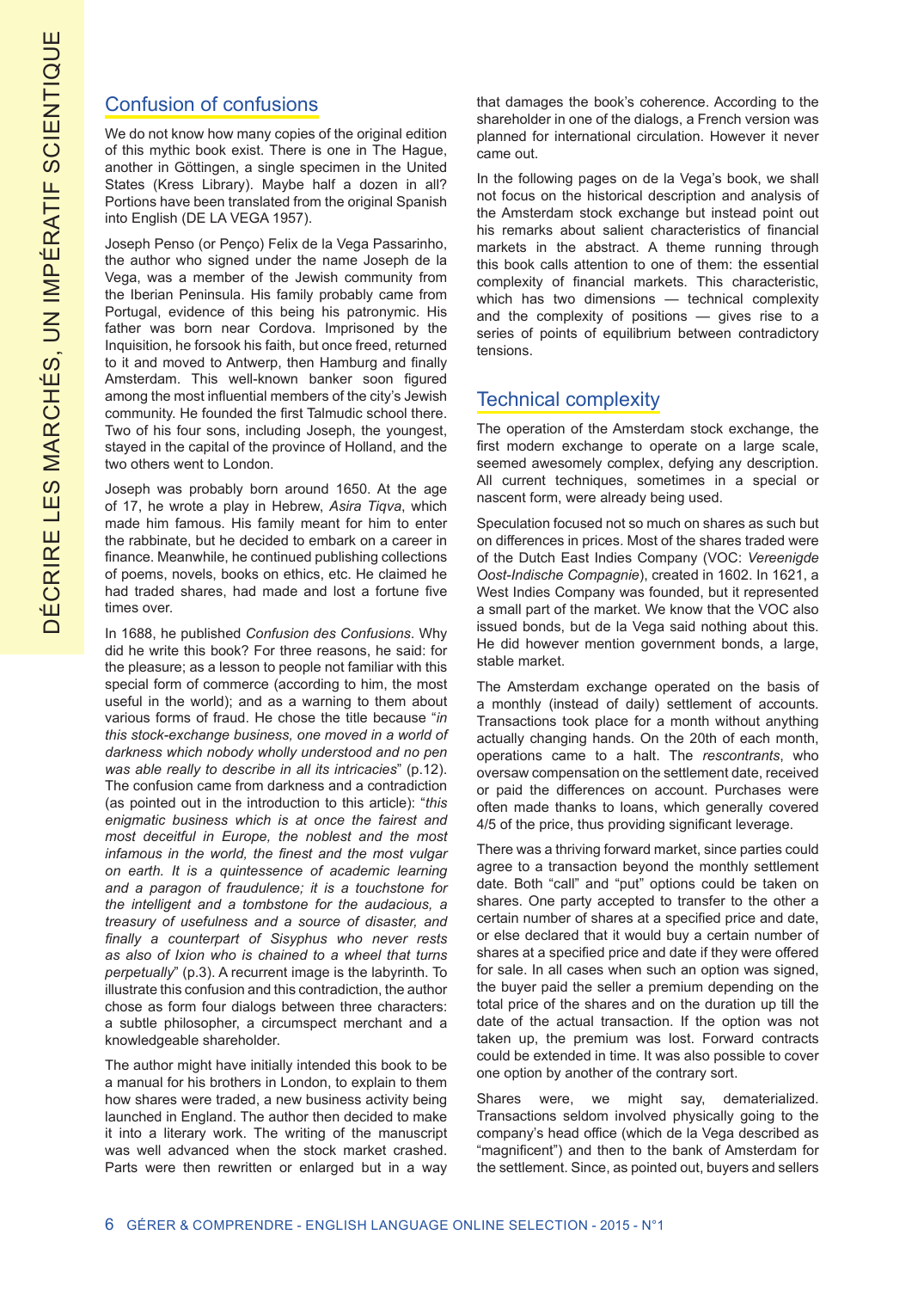## Confusion of confusions

We do not know how many copies of the original edition of this mythic book exist. There is one in The Hague, another in Göttingen, a single specimen in the United States (Kress Library). Maybe half a dozen in all? Portions have been translated from the original Spanish into English (DE LA VEGA 1957).

Joseph Penso (or Penço) Felix de la Vega Passarinho, the author who signed under the name Joseph de la Vega, was a member of the Jewish community from the Iberian Peninsula. His family probably came from Portugal, evidence of this being his patronymic. His father was born near Cordova. Imprisoned by the Inquisition, he forsook his faith, but once freed, returned to it and moved to Antwerp, then Hamburg and finally Amsterdam. This well-known banker soon figured among the most influential members of the city's Jewish community. He founded the first Talmudic school there. Two of his four sons, including Joseph, the youngest, stayed in the capital of the province of Holland, and the two others went to London.

Joseph was probably born around 1650. At the age of 17, he wrote a play in Hebrew, *Asira Tiqva*, which made him famous. His family meant for him to enter the rabbinate, but he decided to embark on a career in finance. Meanwhile, he continued publishing collections of poems, novels, books on ethics, etc. He claimed he had traded shares, had made and lost a fortune five times over.

In 1688, he published *Confusion des Confusions*. Why did he write this book? For three reasons, he said: for the pleasure; as a lesson to people not familiar with this special form of commerce (according to him, the most useful in the world); and as a warning to them about various forms of fraud. He chose the title because "*in this stock-exchange business, one moved in a world of darkness which nobody wholly understood and no pen was able really to describe in all its intricacies*" (p.12). The confusion came from darkness and a contradiction (as pointed out in the introduction to this article): "*this enigmatic business which is at once the fairest and most deceitful in Europe, the noblest and the most infamous in the world, the finest and the most vulgar on earth. It is a quintessence of academic learning and a paragon of fraudulence; it is a touchstone for the intelligent and a tombstone for the audacious, a treasury of usefulness and a source of disaster, and finally a counterpart of Sisyphus who never rests as also of Ixion who is chained to a wheel that turns perpetually*" (p.3). A recurrent image is the labyrinth. To illustrate this confusion and this contradiction, the author chose as form four dialogs between three characters: a subtle philosopher, a circumspect merchant and a knowledgeable shareholder.

The author might have initially intended this book to be a manual for his brothers in London, to explain to them how shares were traded, a new business activity being launched in England. The author then decided to make it into a literary work. The writing of the manuscript was well advanced when the stock market crashed. Parts were then rewritten or enlarged but in a way that damages the book's coherence. According to the shareholder in one of the dialogs, a French version was planned for international circulation. However it never came out.

In the following pages on de la Vega's book, we shall not focus on the historical description and analysis of the Amsterdam stock exchange but instead point out his remarks about salient characteristics of financial markets in the abstract. A theme running through this book calls attention to one of them: the essential complexity of financial markets. This characteristic, which has two dimensions — technical complexity and the complexity of positions — gives rise to a series of points of equilibrium between contradictory tensions.

## Technical complexity

The operation of the Amsterdam stock exchange, the first modern exchange to operate on a large scale, seemed awesomely complex, defying any description. All current techniques, sometimes in a special or nascent form, were already being used.

Speculation focused not so much on shares as such but on differences in prices. Most of the shares traded were of the Dutch East Indies Company (VOC: *Vereenigde Oost-Indische Compagnie*), created in 1602. In 1621, a West Indies Company was founded, but it represented a small part of the market. We know that the VOC also issued bonds, but de la Vega said nothing about this. He did however mention government bonds, a large, stable market.

The Amsterdam exchange operated on the basis of a monthly (instead of daily) settlement of accounts. Transactions took place for a month without anything actually changing hands. On the 20th of each month, operations came to a halt. The *rescontrants*, who oversaw compensation on the settlement date, received or paid the differences on account. Purchases were often made thanks to loans, which generally covered 4/5 of the price, thus providing significant leverage.

There was a thriving forward market, since parties could agree to a transaction beyond the monthly settlement date. Both "call" and "put" options could be taken on shares. One party accepted to transfer to the other a certain number of shares at a specified price and date, or else declared that it would buy a certain number of shares at a specified price and date if they were offered for sale. In all cases when such an option was signed, the buyer paid the seller a premium depending on the total price of the shares and on the duration up till the date of the actual transaction. If the option was not taken up, the premium was lost. Forward contracts could be extended in time. It was also possible to cover one option by another of the contrary sort.

Shares were, we might say, dematerialized. Transactions seldom involved physically going to the company's head office (which de la Vega described as "magnificent") and then to the bank of Amsterdam for the settlement. Since, as pointed out, buyers and sellers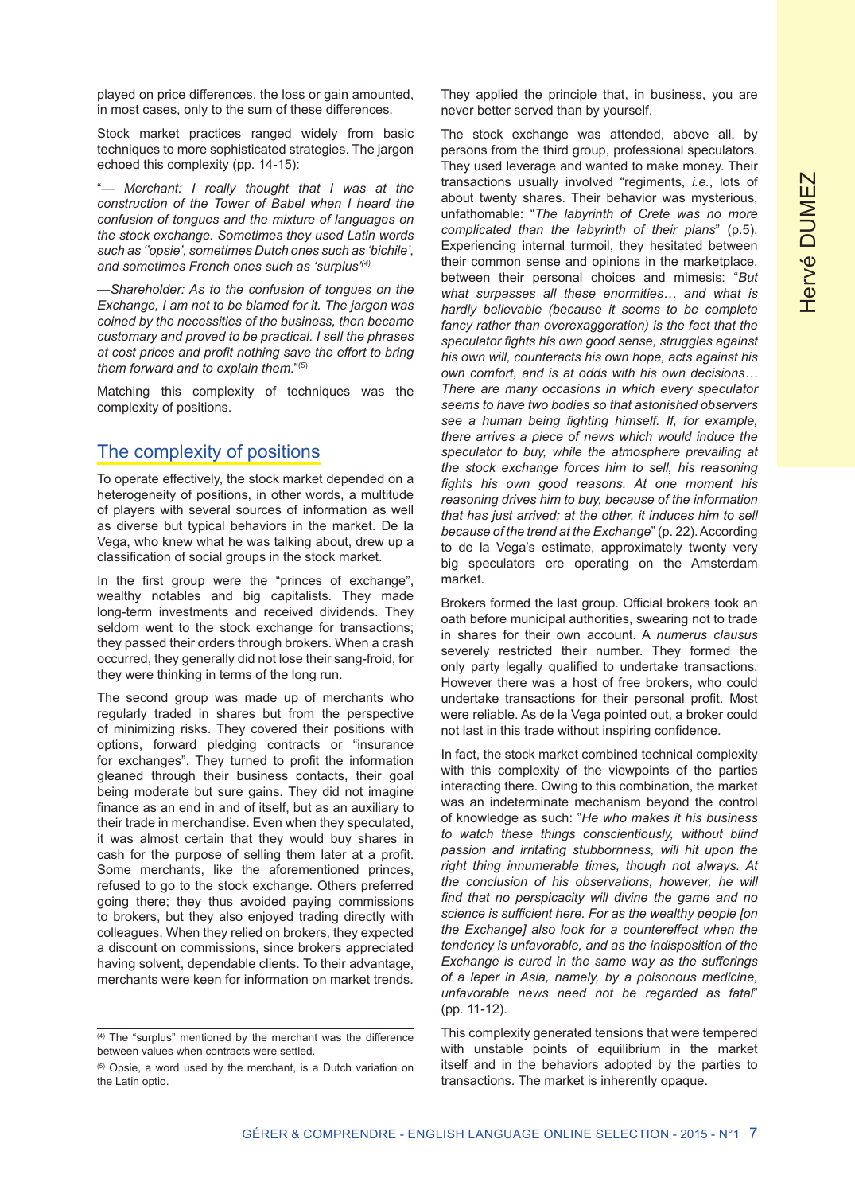played on price differences, the loss or gain amounted, in most cases, only to the sum of these differences.

Stock market practices ranged widely from basic techniques to more sophisticated strategies. The jargon echoed this complexity (pp. 14-15):

"*— Merchant: I really thought that I was at the construction of the Tower of Babel when I heard the confusion of tongues and the mixture of languages on the stock exchange. Sometimes they used Latin words such as ''opsie', sometimes Dutch ones such as 'bichile', and sometimes French ones such as 'surplus'*[4]

*—Shareholder: As to the confusion of tongues on the Exchange, I am not to be blamed for it. The jargon was coined by the necessities of the business, then became customary and proved to be practical. I sell the phrases at cost prices and profit nothing save the effort to bring them forward and to explain them.*"[5]

Matching this complexity of techniques was the complexity of positions.

## The complexity of positions

To operate effectively, the stock market depended on a heterogeneity of positions, in other words, a multitude of players with several sources of information as well as diverse but typical behaviors in the market. De la Vega, who knew what he was talking about, drew up a classification of social groups in the stock market.

In the first group were the "princes of exchange", wealthy notables and big capitalists. They made long-term investments and received dividends. They seldom went to the stock exchange for transactions; they passed their orders through brokers. When a crash occurred, they generally did not lose their sang-froid, for they were thinking in terms of the long run.

The second group was made up of merchants who regularly traded in shares but from the perspective of minimizing risks. They covered their positions with options, forward pledging contracts or "insurance for exchanges". They turned to profit the information gleaned through their business contacts, their goal being moderate but sure gains. They did not imagine finance as an end in and of itself, but as an auxiliary to their trade in merchandise. Even when they speculated, it was almost certain that they would buy shares in cash for the purpose of selling them later at a profit. Some merchants, like the aforementioned princes, refused to go to the stock exchange. Others preferred going there; they thus avoided paying commissions to brokers, but they also enjoyed trading directly with colleagues. When they relied on brokers, they expected a discount on commissions, since brokers appreciated having solvent, dependable clients. To their advantage, merchants were keen for information on market trends. They applied the principle that, in business, you are never better served than by yourself.

The stock exchange was attended, above all, by persons from the third group, professional speculators. They used leverage and wanted to make money. Their transactions usually involved "regiments, *i.e.*, lots of about twenty shares. Their behavior was mysterious, unfathomable: "*The labyrinth of Crete was no more complicated than the labyrinth of their plans*" (p.5). Experiencing internal turmoil, they hesitated between their common sense and opinions in the marketplace, between their personal choices and mimesis: "*But what surpasses all these enormities… and what is hardly believable (because it seems to be complete fancy rather than overexaggeration) is the fact that the speculator fights his own good sense, struggles against his own will, counteracts his own hope, acts against his own comfort, and is at odds with his own decisions… There are many occasions in which every speculator seems to have two bodies so that astonished observers see a human being fighting himself. If, for example, there arrives a piece of news which would induce the speculator to buy, while the atmosphere prevailing at the stock exchange forces him to sell, his reasoning fights his own good reasons. At one moment his reasoning drives him to buy, because of the information that has just arrived; at the other, it induces him to sell because of the trend at the Exchange*" (p. 22). According to de la Vega's estimate, approximately twenty very big speculators ere operating on the Amsterdam market.

Brokers formed the last group. Official brokers took an oath before municipal authorities, swearing not to trade in shares for their own account. A *numerus clausus* severely restricted their number. They formed the only party legally qualified to undertake transactions. However there was a host of free brokers, who could undertake transactions for their personal profit. Most were reliable. As de la Vega pointed out, a broker could not last in this trade without inspiring confidence.

In fact, the stock market combined technical complexity with this complexity of the viewpoints of the parties interacting there. Owing to this combination, the market was an indeterminate mechanism beyond the control of knowledge as such: "*He who makes it his business to watch these things conscientiously, without blind passion and irritating stubbornness, will hit upon the right thing innumerable times, though not always. At the conclusion of his observations, however, he will find that no perspicacity will divine the game and no science is sufficient here. For as the wealthy people [on the Exchange] also look for a countereffect when the tendency is unfavorable, and as the indisposition of the Exchange is cured in the same way as the sufferings of a leper in Asia, namely, by a poisonous medicine, unfavorable news need not be regarded as fatal*" (pp. 11-12).

This complexity generated tensions that were tempered with unstable points of equilibrium in the market itself and in the behaviors adopted by the parties to transactions. The market is inherently opaque.

---

[4] The "surplus" mentioned by the merchant was the difference between values when contracts were settled.

[5] Opsie, a word used by the merchant, is a Dutch variation on the Latin optio.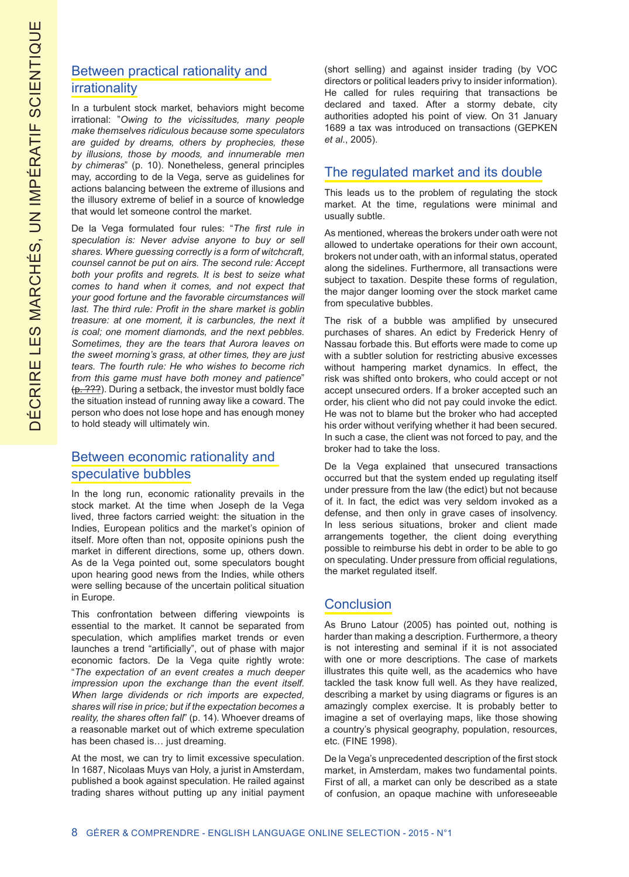## Between practical rationality and irrationality

In a turbulent stock market, behaviors might become irrational: "*Owing to the vicissitudes, many people make themselves ridiculous because some speculators are guided by dreams, others by prophecies, these by illusions, those by moods, and innumerable men by chimeras*" (p. 10). Nonetheless, general principles may, according to de la Vega, serve as guidelines for actions balancing between the extreme of illusions and the illusory extreme of belief in a source of knowledge that would let someone control the market.

De la Vega formulated four rules: "*The first rule in speculation is: Never advise anyone to buy or sell shares. Where guessing correctly is a form of witchcraft, counsel cannot be put on airs. The second rule: Accept both your profits and regrets. It is best to seize what comes to hand when it comes, and not expect that your good fortune and the favorable circumstances will last. The third rule: Profit in the share market is goblin treasure: at one moment, it is carbuncles, the next it is coal; one moment diamonds, and the next pebbles. Sometimes, they are the tears that Aurora leaves on the sweet morning's grass, at other times, they are just tears. The fourth rule: He who wishes to become rich from this game must have both money and patience*" (~~p. ???~~). During a setback, the investor must boldly face the situation instead of running away like a coward. The person who does not lose hope and has enough money to hold steady will ultimately win.

## Between economic rationality and speculative bubbles

In the long run, economic rationality prevails in the stock market. At the time when Joseph de la Vega lived, three factors carried weight: the situation in the Indies, European politics and the market's opinion of itself. More often than not, opposite opinions push the market in different directions, some up, others down. As de la Vega pointed out, some speculators bought upon hearing good news from the Indies, while others were selling because of the uncertain political situation in Europe.

This confrontation between differing viewpoints is essential to the market. It cannot be separated from speculation, which amplifies market trends or even launches a trend "artificially", out of phase with major economic factors. De la Vega quite rightly wrote: "*The expectation of an event creates a much deeper impression upon the exchange than the event itself. When large dividends or rich imports are expected, shares will rise in price; but if the expectation becomes a reality, the shares often fall*" (p. 14). Whoever dreams of a reasonable market out of which extreme speculation has been chased is… just dreaming.

At the most, we can try to limit excessive speculation. In 1687, Nicolaas Muys van Holy, a jurist in Amsterdam, published a book against speculation. He railed against trading shares without putting up any initial payment (short selling) and against insider trading (by VOC directors or political leaders privy to insider information). He called for rules requiring that transactions be declared and taxed. After a stormy debate, city authorities adopted his point of view. On 31 January 1689 a tax was introduced on transactions (GEPKEN *et al.*, 2005).

## The regulated market and its double

This leads us to the problem of regulating the stock market. At the time, regulations were minimal and usually subtle.

As mentioned, whereas the brokers under oath were not allowed to undertake operations for their own account, brokers not under oath, with an informal status, operated along the sidelines. Furthermore, all transactions were subject to taxation. Despite these forms of regulation, the major danger looming over the stock market came from speculative bubbles.

The risk of a bubble was amplified by unsecured purchases of shares. An edict by Frederick Henry of Nassau forbade this. But efforts were made to come up with a subtler solution for restricting abusive excesses without hampering market dynamics. In effect, the risk was shifted onto brokers, who could accept or not accept unsecured orders. If a broker accepted such an order, his client who did not pay could invoke the edict. He was not to blame but the broker who had accepted his order without verifying whether it had been secured. In such a case, the client was not forced to pay, and the broker had to take the loss.

De la Vega explained that unsecured transactions occurred but that the system ended up regulating itself under pressure from the law (the edict) but not because of it. In fact, the edict was very seldom invoked as a defense, and then only in grave cases of insolvency. In less serious situations, broker and client made arrangements together, the client doing everything possible to reimburse his debt in order to be able to go on speculating. Under pressure from official regulations, the market regulated itself.

## Conclusion

As Bruno Latour (2005) has pointed out, nothing is harder than making a description. Furthermore, a theory is not interesting and seminal if it is not associated with one or more descriptions. The case of markets illustrates this quite well, as the academics who have tackled the task know full well. As they have realized, describing a market by using diagrams or figures is an amazingly complex exercise. It is probably better to imagine a set of overlaying maps, like those showing a country's physical geography, population, resources, etc. (FINE 1998).

De la Vega's unprecedented description of the first stock market, in Amsterdam, makes two fundamental points. First of all, a market can only be described as a state of confusion, an opaque machine with unforeseeable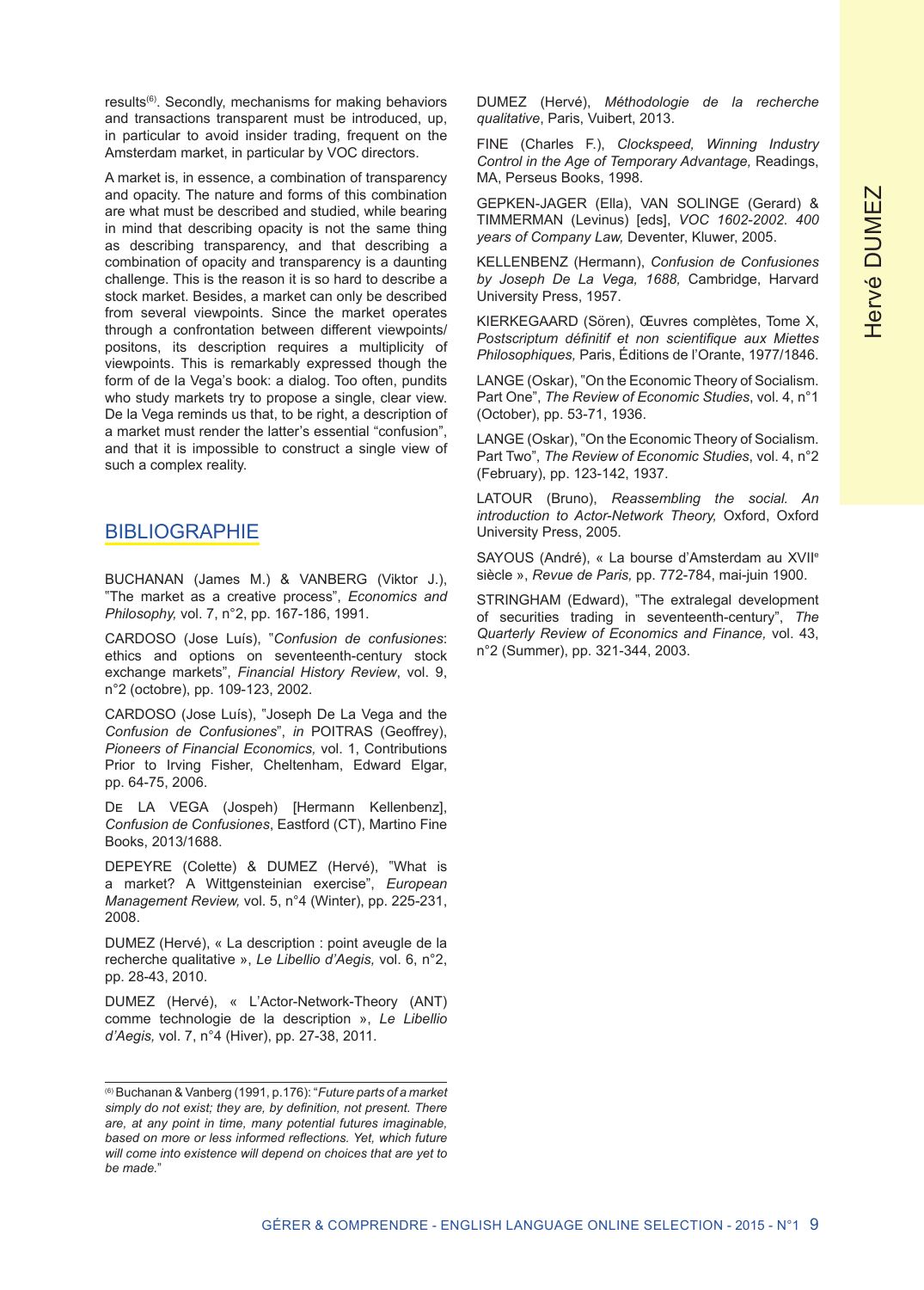results[6]. Secondly, mechanisms for making behaviors and transactions transparent must be introduced, up, in particular to avoid insider trading, frequent on the Amsterdam market, in particular by VOC directors.

A market is, in essence, a combination of transparency and opacity. The nature and forms of this combination are what must be described and studied, while bearing in mind that describing opacity is not the same thing as describing transparency, and that describing a combination of opacity and transparency is a daunting challenge. This is the reason it is so hard to describe a stock market. Besides, a market can only be described from several viewpoints. Since the market operates through a confrontation between different viewpoints/positons, its description requires a multiplicity of viewpoints. This is remarkably expressed though the form of de la Vega's book: a dialog. Too often, pundits who study markets try to propose a single, clear view. De la Vega reminds us that, to be right, a description of a market must render the latter's essential "confusion", and that it is impossible to construct a single view of such a complex reality.

## BIBLIOGRAPHIE

BUCHANAN (James M.) & VANBERG (Viktor J.), "The market as a creative process", *Economics and Philosophy,* vol. 7, n°2, pp. 167-186, 1991.

CARDOSO (Jose Luís), "*Confusion de confusiones*: ethics and options on seventeenth-century stock exchange markets", *Financial History Review*, vol. 9, n°2 (octobre), pp. 109-123, 2002.

CARDOSO (Jose Luís), "Joseph De La Vega and the *Confusion de Confusiones*", *in* POITRAS (Geoffrey), *Pioneers of Financial Economics,* vol. 1, Contributions Prior to Irving Fisher, Cheltenham, Edward Elgar, pp. 64-75, 2006.

De la Vega (Jospeh) [Hermann Kellenbenz], *Confusion de Confusiones*, Eastford (CT), Martino Fine Books, 2013/1688.

DEPEYRE (Colette) & DUMEZ (Hervé), "What is a market? A Wittgensteinian exercise", *European Management Review,* vol. 5, n°4 (Winter), pp. 225-231, 2008.

DUMEZ (Hervé), « La description : point aveugle de la recherche qualitative », *Le Libellio d'Aegis,* vol. 6, n°2, pp. 28-43, 2010.

DUMEZ (Hervé), « L'Actor-Network-Theory (ANT) comme technologie de la description », *Le Libellio d'Aegis,* vol. 7, n°4 (Hiver), pp. 27-38, 2011.

DUMEZ (Hervé), *Méthodologie de la recherche qualitative*, Paris, Vuibert, 2013.

FINE (Charles F.), *Clockspeed, Winning Industry Control in the Age of Temporary Advantage,* Readings, MA, Perseus Books, 1998.

GEPKEN-JAGER (Ella), VAN SOLINGE (Gerard) & TIMMERMAN (Levinus) [eds], *VOC 1602-2002. 400 years of Company Law,* Deventer, Kluwer, 2005.

KELLENBENZ (Hermann), *Confusion de Confusiones by Joseph De La Vega, 1688,* Cambridge, Harvard University Press, 1957.

KIERKEGAARD (Sören), Œuvres complètes, Tome X, *Postscriptum définitif et non scientifique aux Miettes Philosophiques,* Paris, Éditions de l'Orante, 1977/1846.

LANGE (Oskar), "On the Economic Theory of Socialism. Part One", *The Review of Economic Studies*, vol. 4, n°1 (October), pp. 53-71, 1936.

LANGE (Oskar), "On the Economic Theory of Socialism. Part Two", *The Review of Economic Studies*, vol. 4, n°2 (February), pp. 123-142, 1937.

LATOUR (Bruno), *Reassembling the social. An introduction to Actor-Network Theory,* Oxford, Oxford University Press, 2005.

SAYOUS (André), « La bourse d'Amsterdam au XVII^e^ siècle », *Revue de Paris,* pp. 772-784, mai-juin 1900.

STRINGHAM (Edward), "The extralegal development of securities trading in seventeenth-century", *The Quarterly Review of Economics and Finance,* vol. 43, n°2 (Summer), pp. 321-344, 2003.

---

[6] Buchanan & Vanberg (1991, p.176): "*Future parts of a market simply do not exist; they are, by definition, not present. There are, at any point in time, many potential futures imaginable, based on more or less informed reflections. Yet, which future will come into existence will depend on choices that are yet to be made.*"